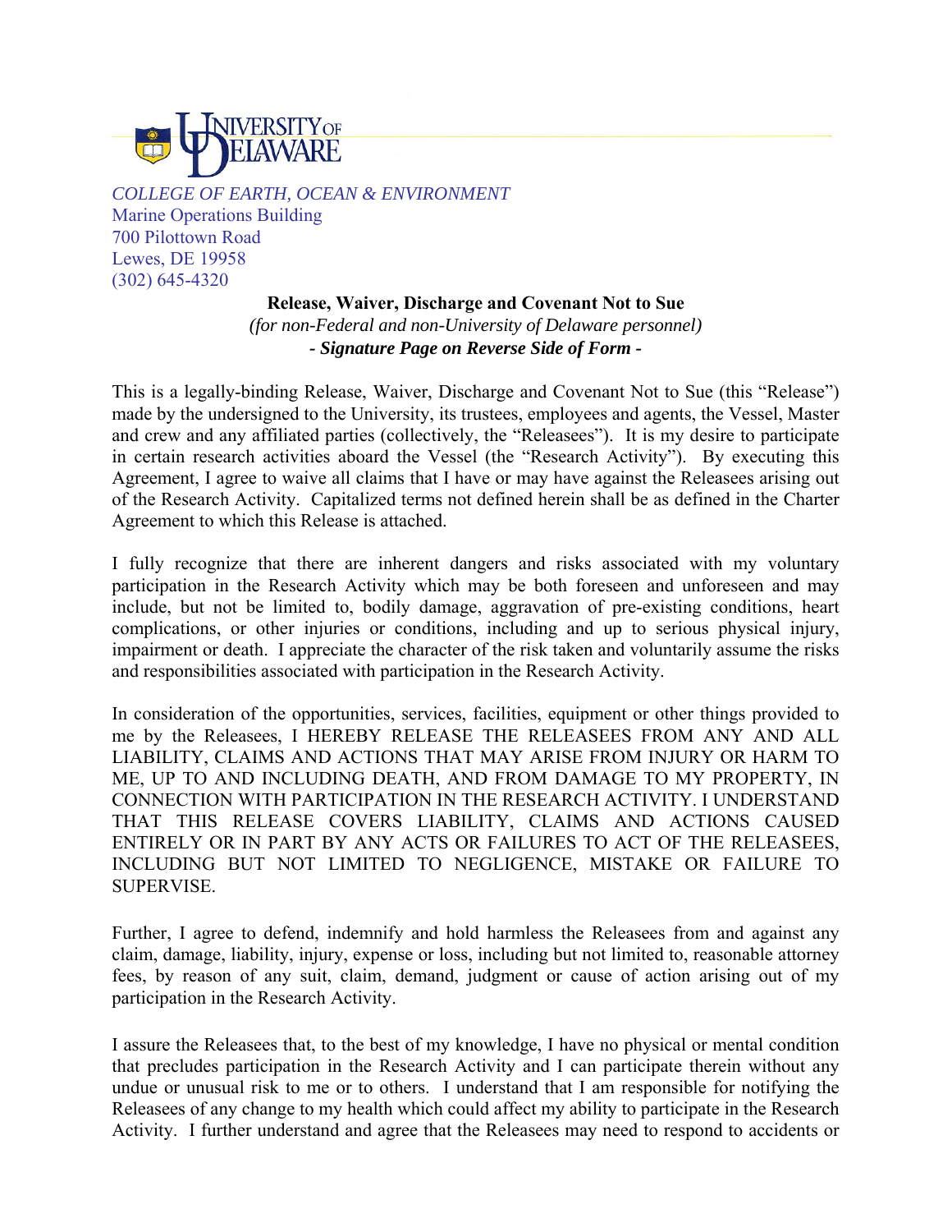UNIVERSITY OF DELAWARE

*COLLEGE OF EARTH, OCEAN & ENVIRONMENT*
Marine Operations Building
700 Pilottown Road
Lewes, DE 19958
(302) 645-4320

## Release, Waiver, Discharge and Covenant Not to Sue

*(for non-Federal and non-University of Delaware personnel)*

***- Signature Page on Reverse Side of Form -***

This is a legally-binding Release, Waiver, Discharge and Covenant Not to Sue (this "Release") made by the undersigned to the University, its trustees, employees and agents, the Vessel, Master and crew and any affiliated parties (collectively, the "Releasees"). It is my desire to participate in certain research activities aboard the Vessel (the "Research Activity"). By executing this Agreement, I agree to waive all claims that I have or may have against the Releasees arising out of the Research Activity. Capitalized terms not defined herein shall be as defined in the Charter Agreement to which this Release is attached.

I fully recognize that there are inherent dangers and risks associated with my voluntary participation in the Research Activity which may be both foreseen and unforeseen and may include, but not be limited to, bodily damage, aggravation of pre-existing conditions, heart complications, or other injuries or conditions, including and up to serious physical injury, impairment or death. I appreciate the character of the risk taken and voluntarily assume the risks and responsibilities associated with participation in the Research Activity.

In consideration of the opportunities, services, facilities, equipment or other things provided to me by the Releasees, I HEREBY RELEASE THE RELEASEES FROM ANY AND ALL LIABILITY, CLAIMS AND ACTIONS THAT MAY ARISE FROM INJURY OR HARM TO ME, UP TO AND INCLUDING DEATH, AND FROM DAMAGE TO MY PROPERTY, IN CONNECTION WITH PARTICIPATION IN THE RESEARCH ACTIVITY. I UNDERSTAND THAT THIS RELEASE COVERS LIABILITY, CLAIMS AND ACTIONS CAUSED ENTIRELY OR IN PART BY ANY ACTS OR FAILURES TO ACT OF THE RELEASEES, INCLUDING BUT NOT LIMITED TO NEGLIGENCE, MISTAKE OR FAILURE TO SUPERVISE.

Further, I agree to defend, indemnify and hold harmless the Releasees from and against any claim, damage, liability, injury, expense or loss, including but not limited to, reasonable attorney fees, by reason of any suit, claim, demand, judgment or cause of action arising out of my participation in the Research Activity.

I assure the Releasees that, to the best of my knowledge, I have no physical or mental condition that precludes participation in the Research Activity and I can participate therein without any undue or unusual risk to me or to others. I understand that I am responsible for notifying the Releasees of any change to my health which could affect my ability to participate in the Research Activity. I further understand and agree that the Releasees may need to respond to accidents or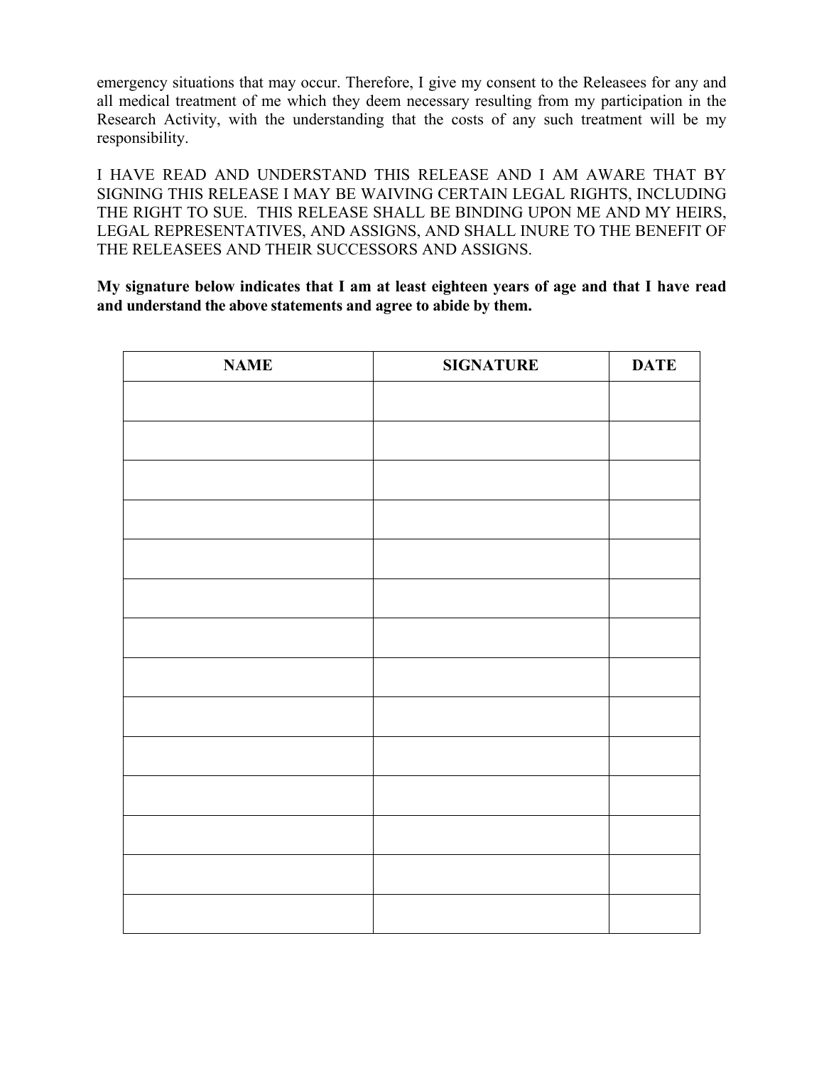emergency situations that may occur. Therefore, I give my consent to the Releasees for any and all medical treatment of me which they deem necessary resulting from my participation in the Research Activity, with the understanding that the costs of any such treatment will be my responsibility.

I HAVE READ AND UNDERSTAND THIS RELEASE AND I AM AWARE THAT BY SIGNING THIS RELEASE I MAY BE WAIVING CERTAIN LEGAL RIGHTS, INCLUDING THE RIGHT TO SUE. THIS RELEASE SHALL BE BINDING UPON ME AND MY HEIRS, LEGAL REPRESENTATIVES, AND ASSIGNS, AND SHALL INURE TO THE BENEFIT OF THE RELEASEES AND THEIR SUCCESSORS AND ASSIGNS.

**My signature below indicates that I am at least eighteen years of age and that I have read and understand the above statements and agree to abide by them.**

| NAME | SIGNATURE | DATE |
|---|---|---|
| | | |
| | | |
| | | |
| | | |
| | | |
| | | |
| | | |
| | | |
| | | |
| | | |
| | | |
| | | |
| | | |
| | | |